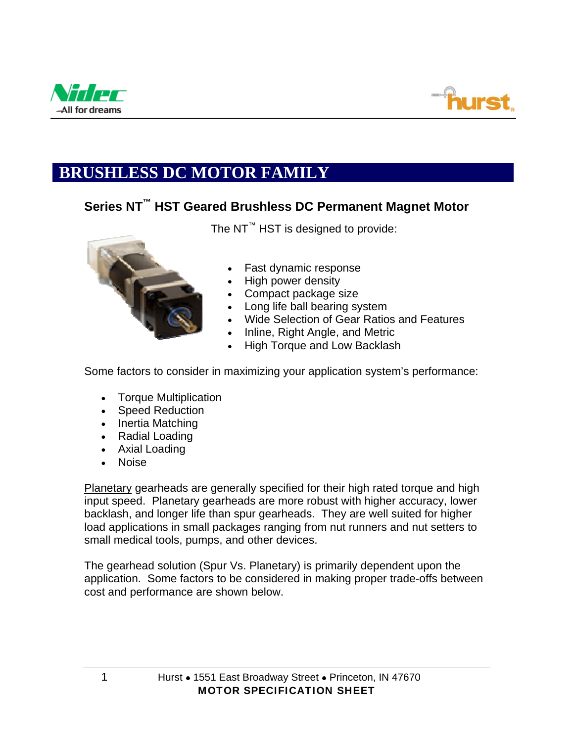# BRUSHLESS DC MOTOR FAMILY

## Series NT™ HST Geared Brushless DC Permanent Magnet Motor

The NT™ HST is designed to provide:

- Fast dynamic response
- High power density
- Compact package size
- Long life ball bearing system
- Wide Selection of Gear Ratios and Features
- Inline, Right Angle, and Metric
- High Torque and Low Backlash

Some factors to consider in maximizing your application system's performance:

- Torque Multiplication
- Speed Reduction
- Inertia Matching
- Radial Loading
- Axial Loading
- Noise

Planetary gearheads are generally specified for their high rated torque and high input speed. Planetary gearheads are more robust with higher accuracy, lower backlash, and longer life than spur gearheads. They are well suited for higher load applications in small packages ranging from nut runners and nut setters to small medical tools, pumps, and other devices.

The gearhead solution (Spur Vs. Planetary) is primarily dependent upon the application. Some factors to be considered in making proper trade-offs between cost and performance are shown below.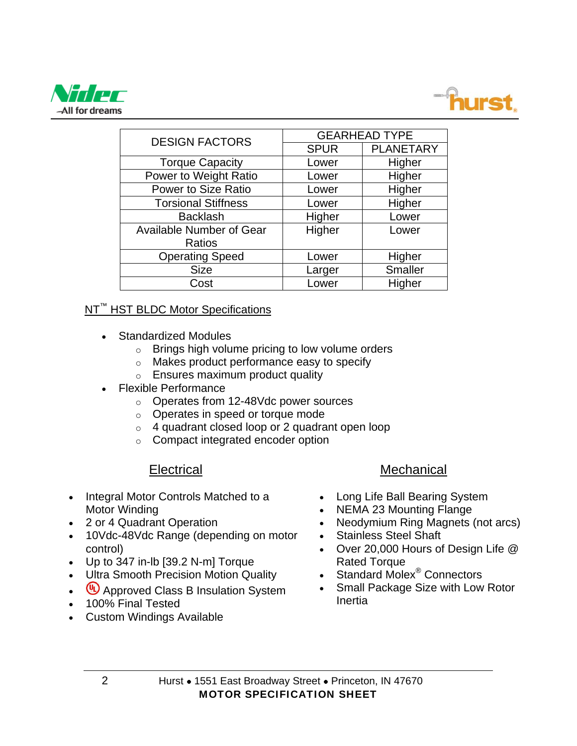| DESIGN FACTORS | GEARHEAD TYPE | |
|---|---|---|
| | SPUR | PLANETARY |
| Torque Capacity | Lower | Higher |
| Power to Weight Ratio | Lower | Higher |
| Power to Size Ratio | Lower | Higher |
| Torsional Stiffness | Lower | Higher |
| Backlash | Higher | Lower |
| Available Number of Gear Ratios | Higher | Lower |
| Operating Speed | Lower | Higher |
| Size | Larger | Smaller |
| Cost | Lower | Higher |

## NT™ HST BLDC Motor Specifications

- Standardized Modules
  - Brings high volume pricing to low volume orders
  - Makes product performance easy to specify
  - Ensures maximum product quality
- Flexible Performance
  - Operates from 12-48Vdc power sources
  - Operates in speed or torque mode
  - 4 quadrant closed loop or 2 quadrant open loop
  - Compact integrated encoder option

### Electrical

- Integral Motor Controls Matched to a Motor Winding
- 2 or 4 Quadrant Operation
- 10Vdc-48Vdc Range (depending on motor control)
- Up to 347 in-lb [39.2 N-m] Torque
- Ultra Smooth Precision Motion Quality
- UL Approved Class B Insulation System
- 100% Final Tested
- Custom Windings Available

### Mechanical

- Long Life Ball Bearing System
- NEMA 23 Mounting Flange
- Neodymium Ring Magnets (not arcs)
- Stainless Steel Shaft
- Over 20,000 Hours of Design Life @ Rated Torque
- Standard Molex® Connectors
- Small Package Size with Low Rotor Inertia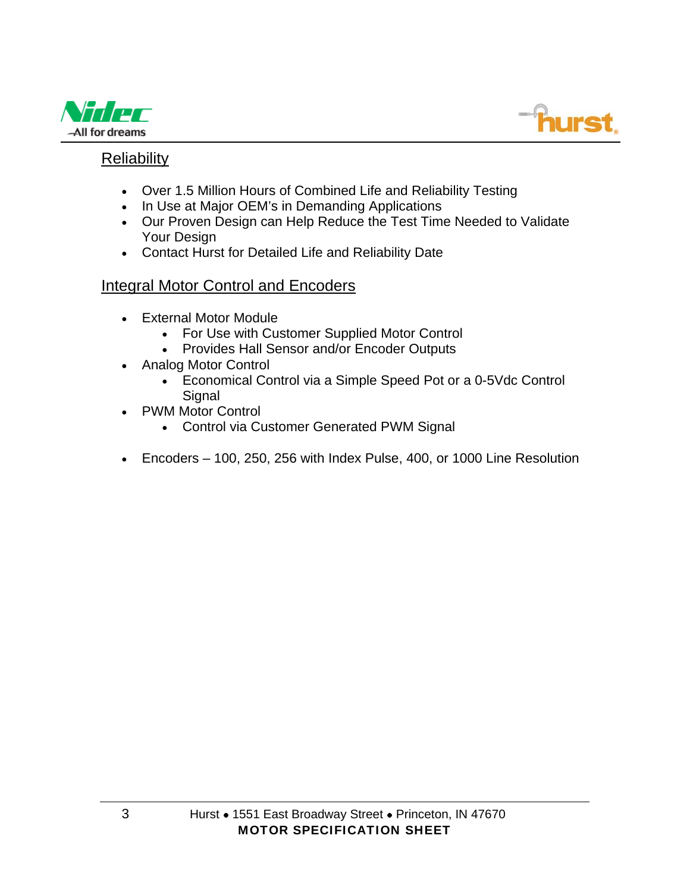## Reliability

- Over 1.5 Million Hours of Combined Life and Reliability Testing
- In Use at Major OEM's in Demanding Applications
- Our Proven Design can Help Reduce the Test Time Needed to Validate Your Design
- Contact Hurst for Detailed Life and Reliability Date

## Integral Motor Control and Encoders

- External Motor Module
  - For Use with Customer Supplied Motor Control
  - Provides Hall Sensor and/or Encoder Outputs
- Analog Motor Control
  - Economical Control via a Simple Speed Pot or a 0-5Vdc Control Signal
- PWM Motor Control
  - Control via Customer Generated PWM Signal

- Encoders – 100, 250, 256 with Index Pulse, 400, or 1000 Line Resolution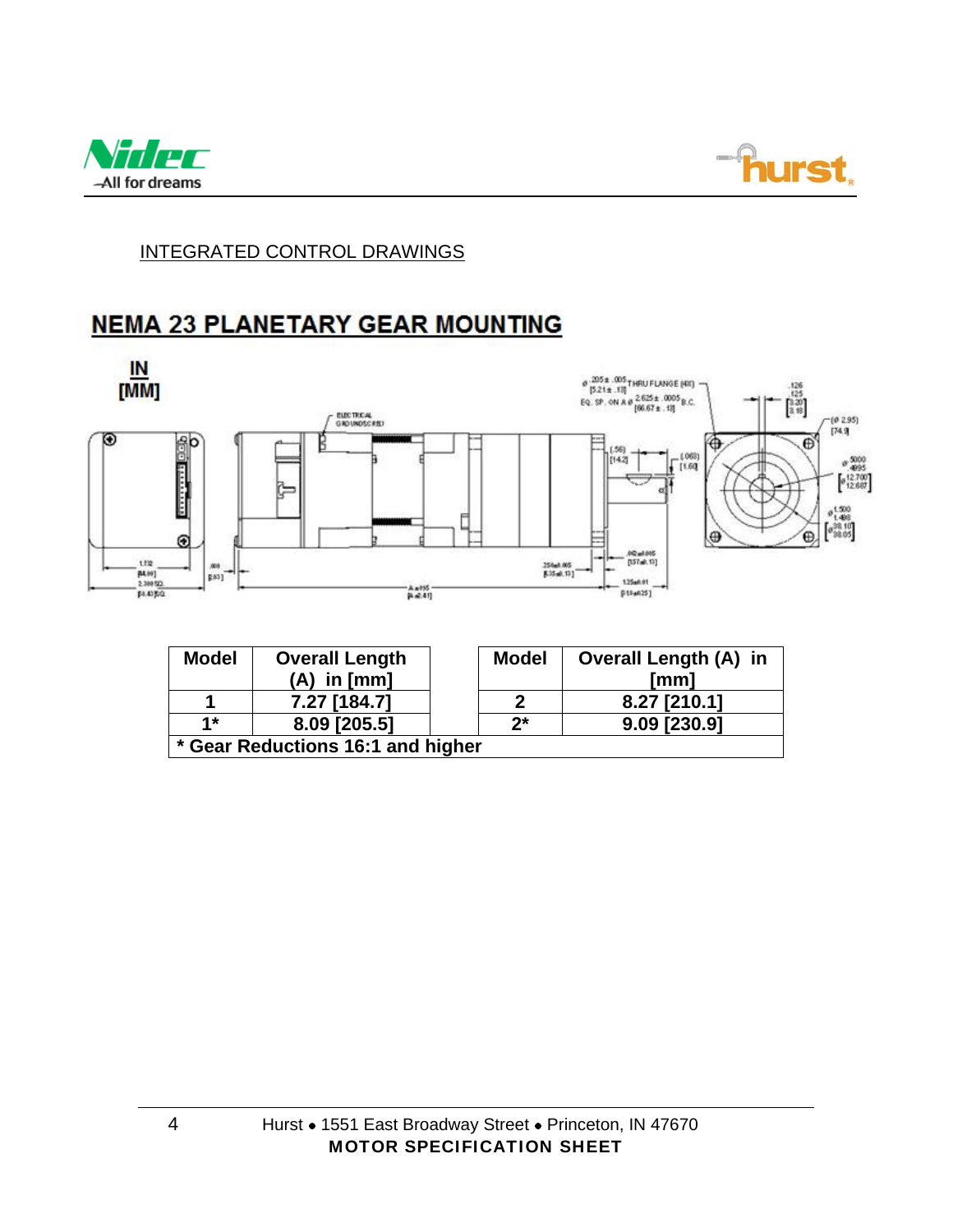INTEGRATED CONTROL DRAWINGS

## NEMA 23 PLANETARY GEAR MOUNTING

IN
[MM]

| Model | Overall Length (A) in [mm] | | Model | Overall Length (A) in [mm] |
|---|---|---|---|---|
| 1 | 7.27 [184.7] | | 2 | 8.27 [210.1] |
| 1* | 8.09 [205.5] | | 2* | 9.09 [230.9] |
| * Gear Reductions 16:1 and higher | | | | |

Hurst • 1551 East Broadway Street • Princeton, IN 47670
**MOTOR SPECIFICATION SHEET**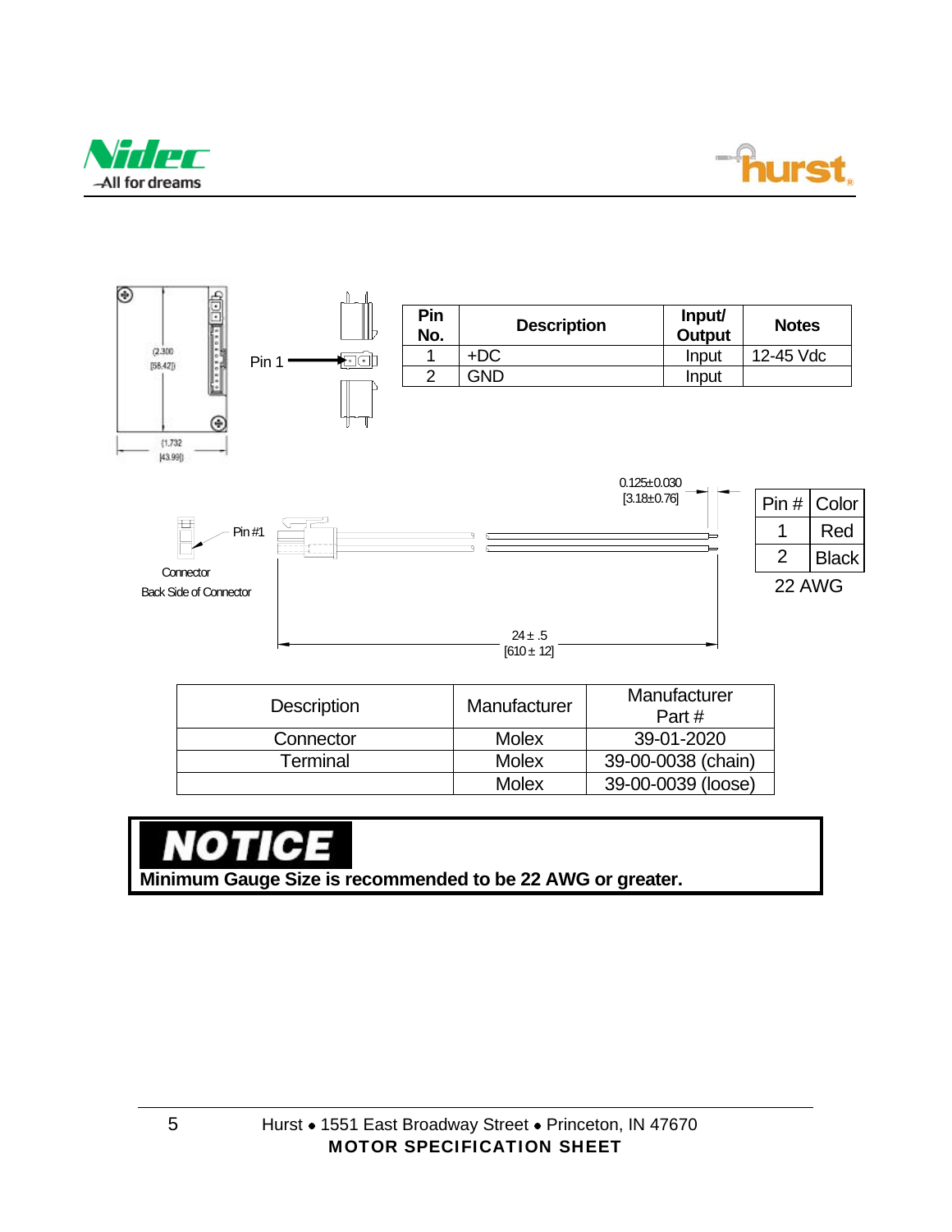(2.300
[58.42])

(1.732
[43.99])

Pin 1

| Pin No. | Description | Input/ Output | Notes |
|---|---|---|---|
| 1 | +DC | Input | 12-45 Vdc |
| 2 | GND | Input | |

0.125±0.030
[3.18±0.76]

Pin #1

Connector
Back Side of Connector

24 ± .5
[610 ± 12]

| Pin # | Color |
|---|---|
| 1 | Red |
| 2 | Black |

22 AWG

| Description | Manufacturer | Manufacturer Part # |
|---|---|---|
| Connector | Molex | 39-01-2020 |
| Terminal | Molex | 39-00-0038 (chain) |
| | Molex | 39-00-0039 (loose) |

**NOTICE**

**Minimum Gauge Size is recommended to be 22 AWG or greater.**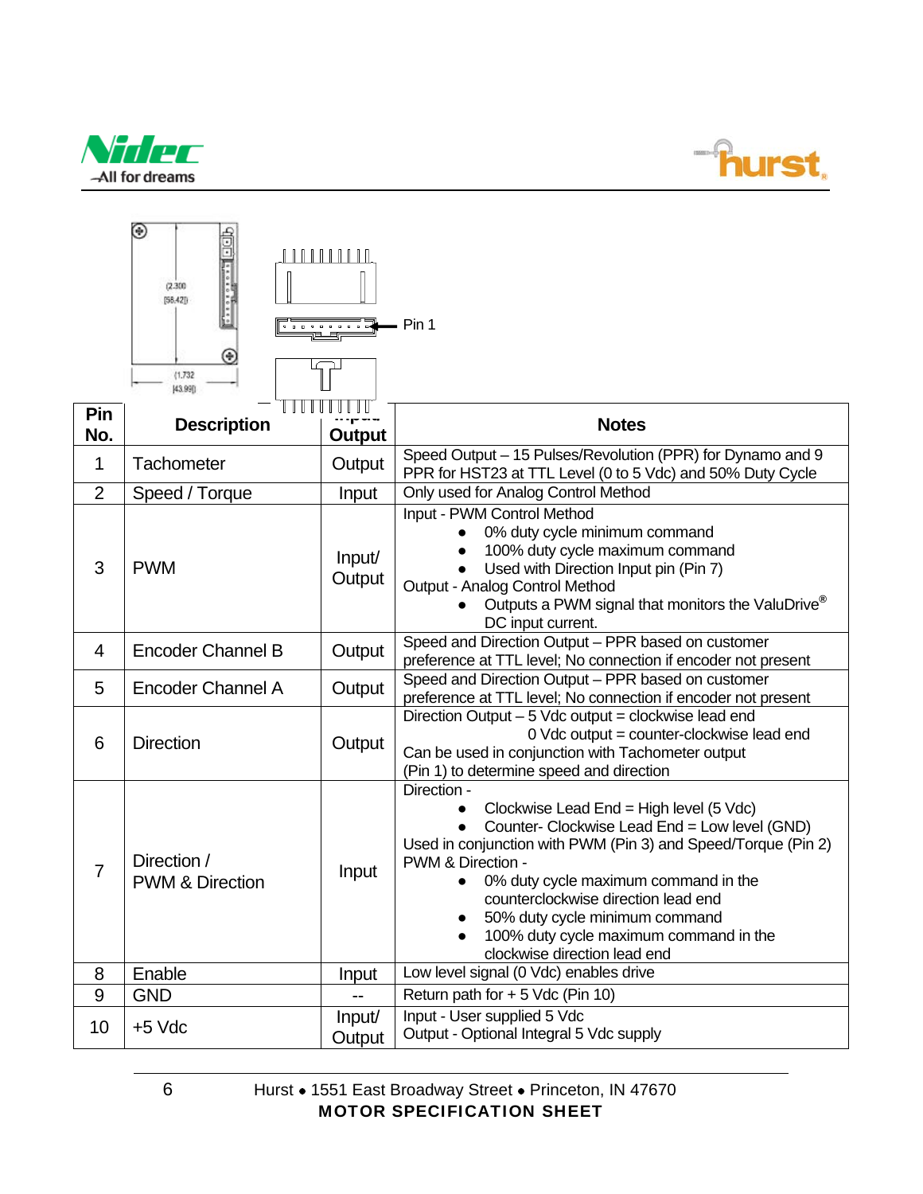Pin 1

| Pin No. | Description | Input/ Output | Notes |
|---|---|---|---|
| 1 | Tachometer | Output | Speed Output – 15 Pulses/Revolution (PPR) for Dynamo and 9 PPR for HST23 at TTL Level (0 to 5 Vdc) and 50% Duty Cycle |
| 2 | Speed / Torque | Input | Only used for Analog Control Method |
| 3 | PWM | Input/ Output | Input - PWM Control Method<br>• 0% duty cycle minimum command<br>• 100% duty cycle maximum command<br>• Used with Direction Input pin (Pin 7)<br>Output - Analog Control Method<br>• Outputs a PWM signal that monitors the ValuDrive® DC input current. |
| 4 | Encoder Channel B | Output | Speed and Direction Output – PPR based on customer preference at TTL level; No connection if encoder not present |
| 5 | Encoder Channel A | Output | Speed and Direction Output – PPR based on customer preference at TTL level; No connection if encoder not present |
| 6 | Direction | Output | Direction Output – 5 Vdc output = clockwise lead end<br>0 Vdc output = counter-clockwise lead end<br>Can be used in conjunction with Tachometer output (Pin 1) to determine speed and direction |
| 7 | Direction / PWM & Direction | Input | Direction -<br>• Clockwise Lead End = High level (5 Vdc)<br>• Counter- Clockwise Lead End = Low level (GND)<br>Used in conjunction with PWM (Pin 3) and Speed/Torque (Pin 2)<br>PWM & Direction -<br>• 0% duty cycle maximum command in the counterclockwise direction lead end<br>• 50% duty cycle minimum command<br>• 100% duty cycle maximum command in the clockwise direction lead end |
| 8 | Enable | Input | Low level signal (0 Vdc) enables drive |
| 9 | GND | -- | Return path for + 5 Vdc (Pin 10) |
| 10 | +5 Vdc | Input/ Output | Input - User supplied 5 Vdc<br>Output - Optional Integral 5 Vdc supply |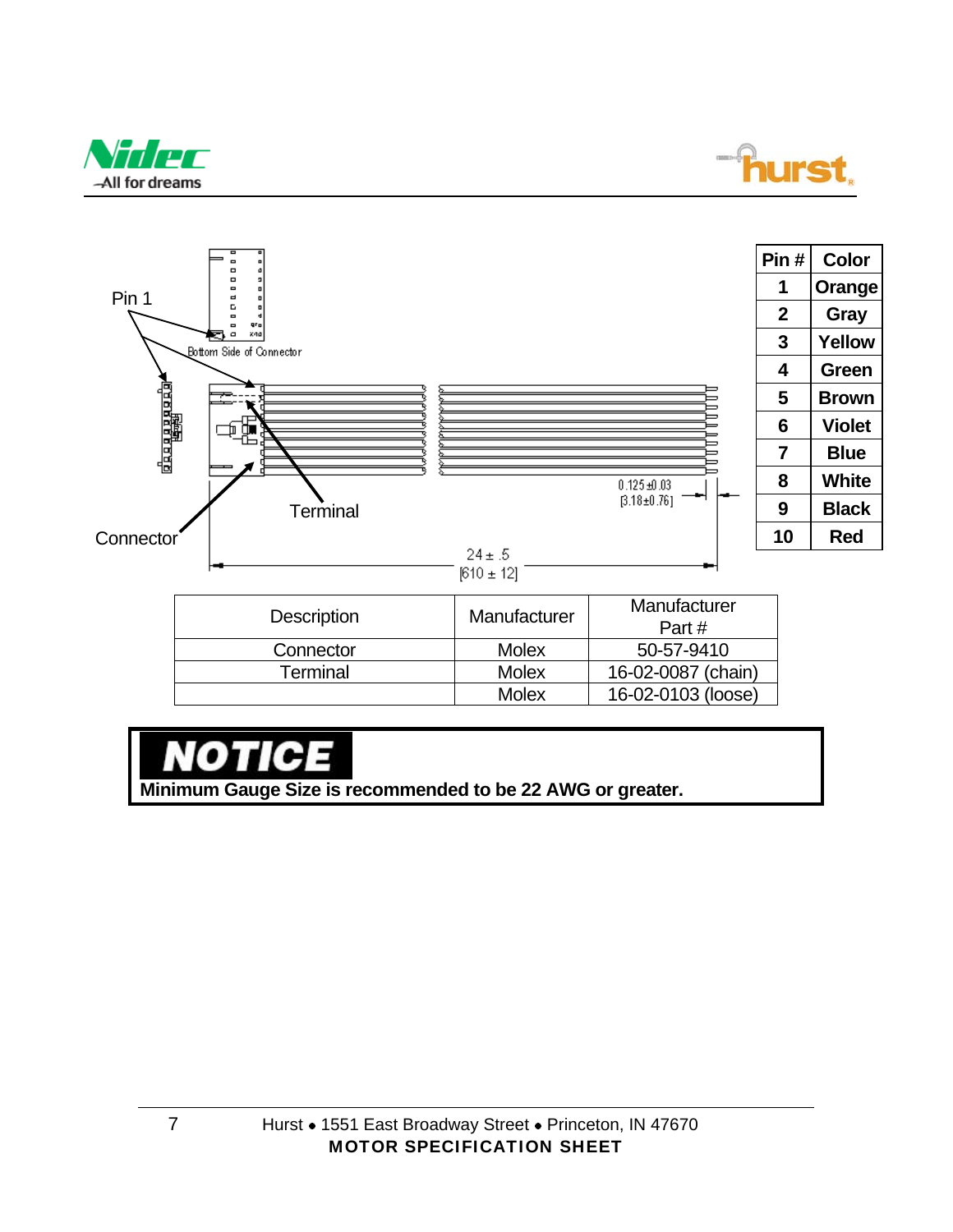Pin 1

Bottom Side of Connector

Terminal

Connector

0.125 ±0.03
[3.18±0.76]

24 ± .5
[610 ± 12]

| Pin # | Color |
|---|---|
| 1 | Orange |
| 2 | Gray |
| 3 | Yellow |
| 4 | Green |
| 5 | Brown |
| 6 | Violet |
| 7 | Blue |
| 8 | White |
| 9 | Black |
| 10 | Red |

| Description | Manufacturer | Manufacturer Part # |
|---|---|---|
| Connector | Molex | 50-57-9410 |
| Terminal | Molex | 16-02-0087 (chain) |
| | Molex | 16-02-0103 (loose) |

**NOTICE**

**Minimum Gauge Size is recommended to be 22 AWG or greater.**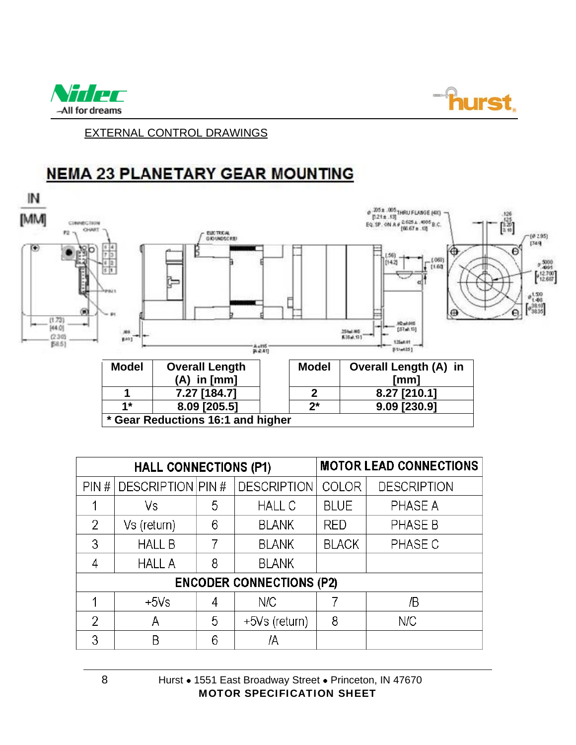EXTERNAL CONTROL DRAWINGS

# NEMA 23 PLANETARY GEAR MOUNTING

| Model | Overall Length (A) in [mm] | | Model | Overall Length (A) in [mm] |
|---|---|---|---|---|
| 1 | 7.27 [184.7] | | 2 | 8.27 [210.1] |
| 1* | 8.09 [205.5] | | 2* | 9.09 [230.9] |

\* Gear Reductions 16:1 and higher

| HALL CONNECTIONS (P1) | | | | MOTOR LEAD CONNECTIONS | |
|---|---|---|---|---|---|
| PIN # | DESCRIPTION | PIN # | DESCRIPTION | COLOR | DESCRIPTION |
| 1 | Vs | 5 | HALL C | BLUE | PHASE A |
| 2 | Vs (return) | 6 | BLANK | RED | PHASE B |
| 3 | HALL B | 7 | BLANK | BLACK | PHASE C |
| 4 | HALL A | 8 | BLANK | | |
| **ENCODER CONNECTIONS (P2)** | | | | | |
| 1 | +5Vs | 4 | N/C | 7 | /B |
| 2 | A | 5 | +5Vs (return) | 8 | N/C |
| 3 | B | 6 | /A | | |

Hurst • 1551 East Broadway Street • Princeton, IN 47670

**MOTOR SPECIFICATION SHEET**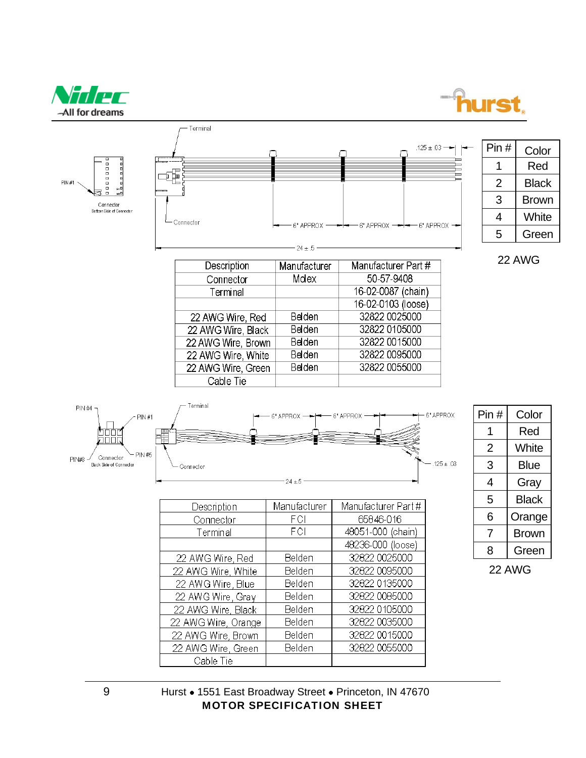Terminal

PIN #1

Connector
Bottom Side of Connector

Connector

.125 ± .03

6" APPROX — 6" APPROX — 6" APPROX

24 ± .5

| Pin # | Color |
|---|---|
| 1 | Red |
| 2 | Black |
| 3 | Brown |
| 4 | White |
| 5 | Green |

22 AWG

| Description | Manufacturer | Manufacturer Part # |
|---|---|---|
| Connector | Molex | 50-57-9408 |
| Terminal | | 16-02-0087 (chain) |
| | | 16-02-0103 (loose) |
| 22 AWG Wire, Red | Belden | 32822 0025000 |
| 22 AWG Wire, Black | Belden | 32822 0105000 |
| 22 AWG Wire, Brown | Belden | 32822 0015000 |
| 22 AWG Wire, White | Belden | 32822 0095000 |
| 22 AWG Wire, Green | Belden | 32822 0055000 |
| Cable Tie | | |

PIN #4

PIN #1

PIN #8

PIN #5

Connector
Back Side of Connector

Terminal

Connector

6" APPROX — 6" APPROX — 6" APPROX

.125 ± .03

24 ± .5

| Pin # | Color |
|---|---|
| 1 | Red |
| 2 | White |
| 3 | Blue |
| 4 | Gray |
| 5 | Black |
| 6 | Orange |
| 7 | Brown |
| 8 | Green |

22 AWG

| Description | Manufacturer | Manufacturer Part # |
|---|---|---|
| Connector | FCI | 65846-016 |
| Terminal | FCI | 48051-000 (chain) |
| | | 48236-000 (loose) |
| 22 AWG Wire, Red | Belden | 32822 0025000 |
| 22 AWG Wire, White | Belden | 32822 0095000 |
| 22 AWG Wire, Blue | Belden | 32822 0135000 |
| 22 AWG Wire, Gray | Belden | 32822 0085000 |
| 22 AWG Wire, Black | Belden | 32822 0105000 |
| 22 AWG Wire, Orange | Belden | 32822 0035000 |
| 22 AWG Wire, Brown | Belden | 32822 0015000 |
| 22 AWG Wire, Green | Belden | 32822 0055000 |
| Cable Tie | | |